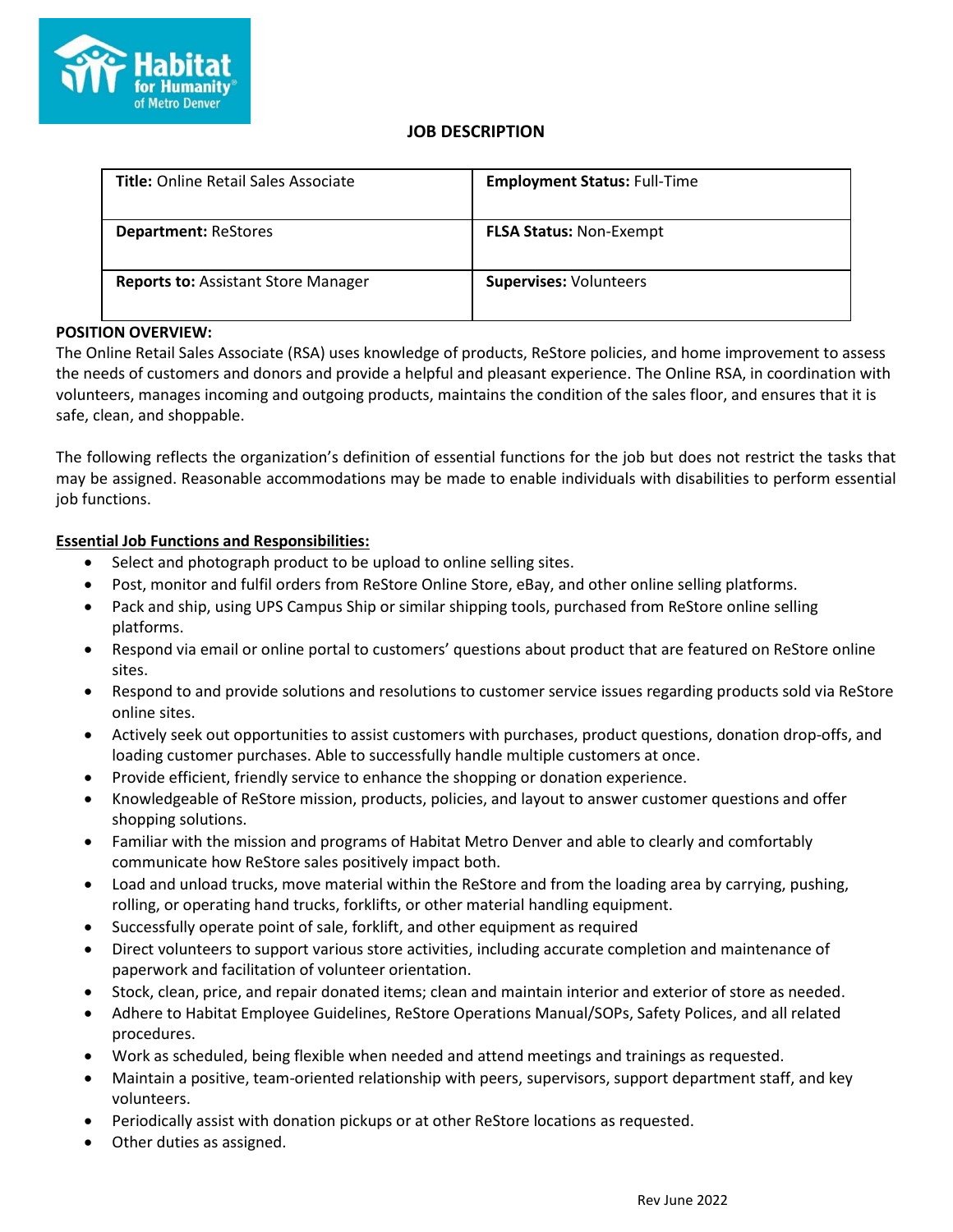# JOB DESCRIPTION

| **Title:** Online Retail Sales Associate | **Employment Status:** Full-Time |
|---|---|
| **Department:** ReStores | **FLSA Status:** Non-Exempt |
| **Reports to:** Assistant Store Manager | **Supervises:** Volunteers |

**POSITION OVERVIEW:**

The Online Retail Sales Associate (RSA) uses knowledge of products, ReStore policies, and home improvement to assess the needs of customers and donors and provide a helpful and pleasant experience. The Online RSA, in coordination with volunteers, manages incoming and outgoing products, maintains the condition of the sales floor, and ensures that it is safe, clean, and shoppable.

The following reflects the organization's definition of essential functions for the job but does not restrict the tasks that may be assigned. Reasonable accommodations may be made to enable individuals with disabilities to perform essential job functions.

**Essential Job Functions and Responsibilities:**

- Select and photograph product to be upload to online selling sites.
- Post, monitor and fulfil orders from ReStore Online Store, eBay, and other online selling platforms.
- Pack and ship, using UPS Campus Ship or similar shipping tools, purchased from ReStore online selling platforms.
- Respond via email or online portal to customers' questions about product that are featured on ReStore online sites.
- Respond to and provide solutions and resolutions to customer service issues regarding products sold via ReStore online sites.
- Actively seek out opportunities to assist customers with purchases, product questions, donation drop-offs, and loading customer purchases. Able to successfully handle multiple customers at once.
- Provide efficient, friendly service to enhance the shopping or donation experience.
- Knowledgeable of ReStore mission, products, policies, and layout to answer customer questions and offer shopping solutions.
- Familiar with the mission and programs of Habitat Metro Denver and able to clearly and comfortably communicate how ReStore sales positively impact both.
- Load and unload trucks, move material within the ReStore and from the loading area by carrying, pushing, rolling, or operating hand trucks, forklifts, or other material handling equipment.
- Successfully operate point of sale, forklift, and other equipment as required
- Direct volunteers to support various store activities, including accurate completion and maintenance of paperwork and facilitation of volunteer orientation.
- Stock, clean, price, and repair donated items; clean and maintain interior and exterior of store as needed.
- Adhere to Habitat Employee Guidelines, ReStore Operations Manual/SOPs, Safety Polices, and all related procedures.
- Work as scheduled, being flexible when needed and attend meetings and trainings as requested.
- Maintain a positive, team-oriented relationship with peers, supervisors, support department staff, and key volunteers.
- Periodically assist with donation pickups or at other ReStore locations as requested.
- Other duties as assigned.

Rev June 2022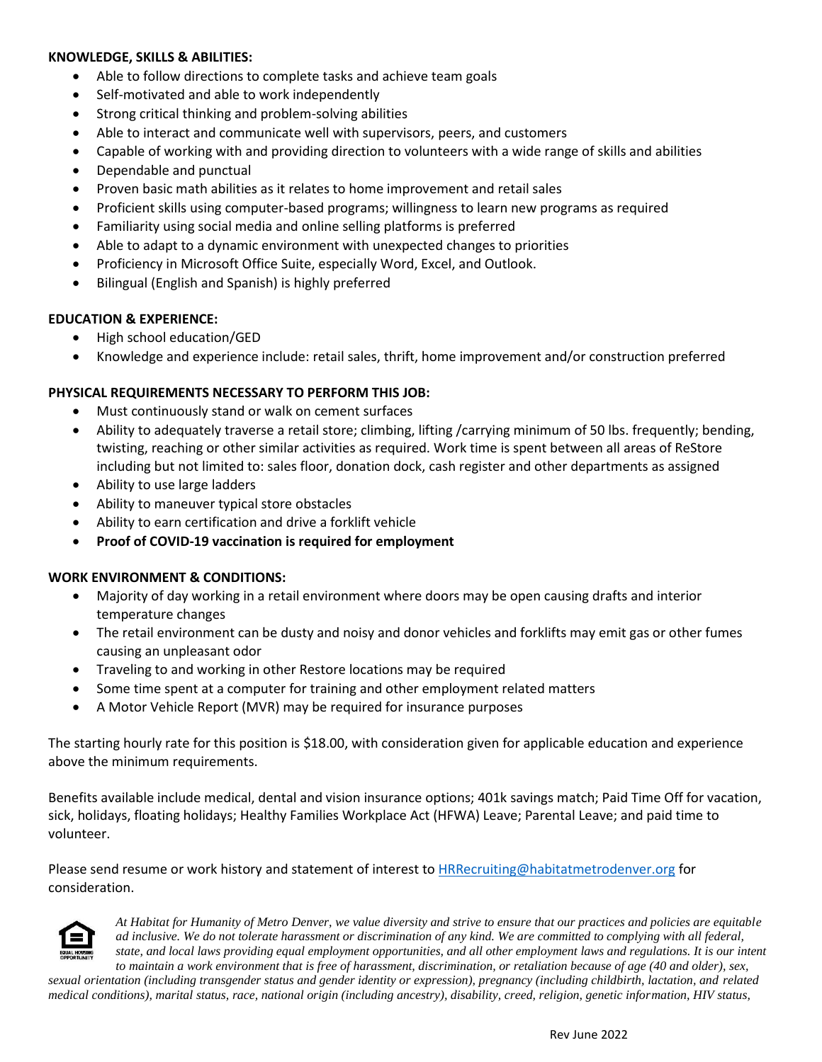**KNOWLEDGE, SKILLS & ABILITIES:**

- Able to follow directions to complete tasks and achieve team goals
- Self-motivated and able to work independently
- Strong critical thinking and problem-solving abilities
- Able to interact and communicate well with supervisors, peers, and customers
- Capable of working with and providing direction to volunteers with a wide range of skills and abilities
- Dependable and punctual
- Proven basic math abilities as it relates to home improvement and retail sales
- Proficient skills using computer-based programs; willingness to learn new programs as required
- Familiarity using social media and online selling platforms is preferred
- Able to adapt to a dynamic environment with unexpected changes to priorities
- Proficiency in Microsoft Office Suite, especially Word, Excel, and Outlook.
- Bilingual (English and Spanish) is highly preferred

**EDUCATION & EXPERIENCE:**

- High school education/GED
- Knowledge and experience include: retail sales, thrift, home improvement and/or construction preferred

**PHYSICAL REQUIREMENTS NECESSARY TO PERFORM THIS JOB:**

- Must continuously stand or walk on cement surfaces
- Ability to adequately traverse a retail store; climbing, lifting /carrying minimum of 50 lbs. frequently; bending, twisting, reaching or other similar activities as required. Work time is spent between all areas of ReStore including but not limited to: sales floor, donation dock, cash register and other departments as assigned
- Ability to use large ladders
- Ability to maneuver typical store obstacles
- Ability to earn certification and drive a forklift vehicle
- **Proof of COVID-19 vaccination is required for employment**

**WORK ENVIRONMENT & CONDITIONS:**

- Majority of day working in a retail environment where doors may be open causing drafts and interior temperature changes
- The retail environment can be dusty and noisy and donor vehicles and forklifts may emit gas or other fumes causing an unpleasant odor
- Traveling to and working in other Restore locations may be required
- Some time spent at a computer for training and other employment related matters
- A Motor Vehicle Report (MVR) may be required for insurance purposes

The starting hourly rate for this position is $18.00, with consideration given for applicable education and experience above the minimum requirements.

Benefits available include medical, dental and vision insurance options; 401k savings match; Paid Time Off for vacation, sick, holidays, floating holidays; Healthy Families Workplace Act (HFWA) Leave; Parental Leave; and paid time to volunteer.

Please send resume or work history and statement of interest to [HRRecruiting@habitatmetrodenver.org](mailto:HRRecruiting@habitatmetrodenver.org) for consideration.

*At Habitat for Humanity of Metro Denver, we value diversity and strive to ensure that our practices and policies are equitable ad inclusive. We do not tolerate harassment or discrimination of any kind. We are committed to complying with all federal, state, and local laws providing equal employment opportunities, and all other employment laws and regulations. It is our intent to maintain a work environment that is free of harassment, discrimination, or retaliation because of age (40 and older), sex, sexual orientation (including transgender status and gender identity or expression), pregnancy (including childbirth, lactation, and related medical conditions), marital status, race, national origin (including ancestry), disability, creed, religion, genetic information, HIV status,*

Rev June 2022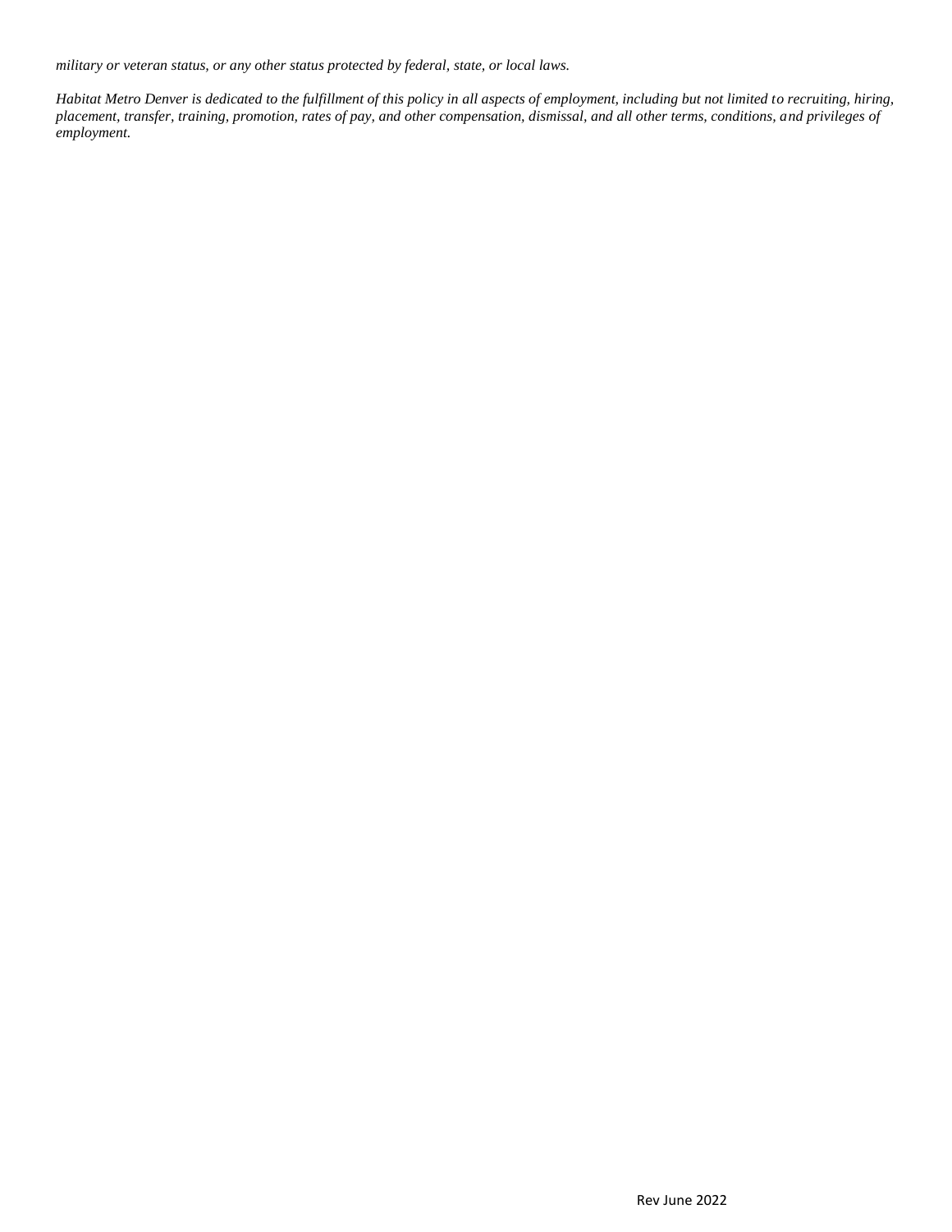*military or veteran status, or any other status protected by federal, state, or local laws.*

*Habitat Metro Denver is dedicated to the fulfillment of this policy in all aspects of employment, including but not limited to recruiting, hiring, placement, transfer, training, promotion, rates of pay, and other compensation, dismissal, and all other terms, conditions, and privileges of employment.*